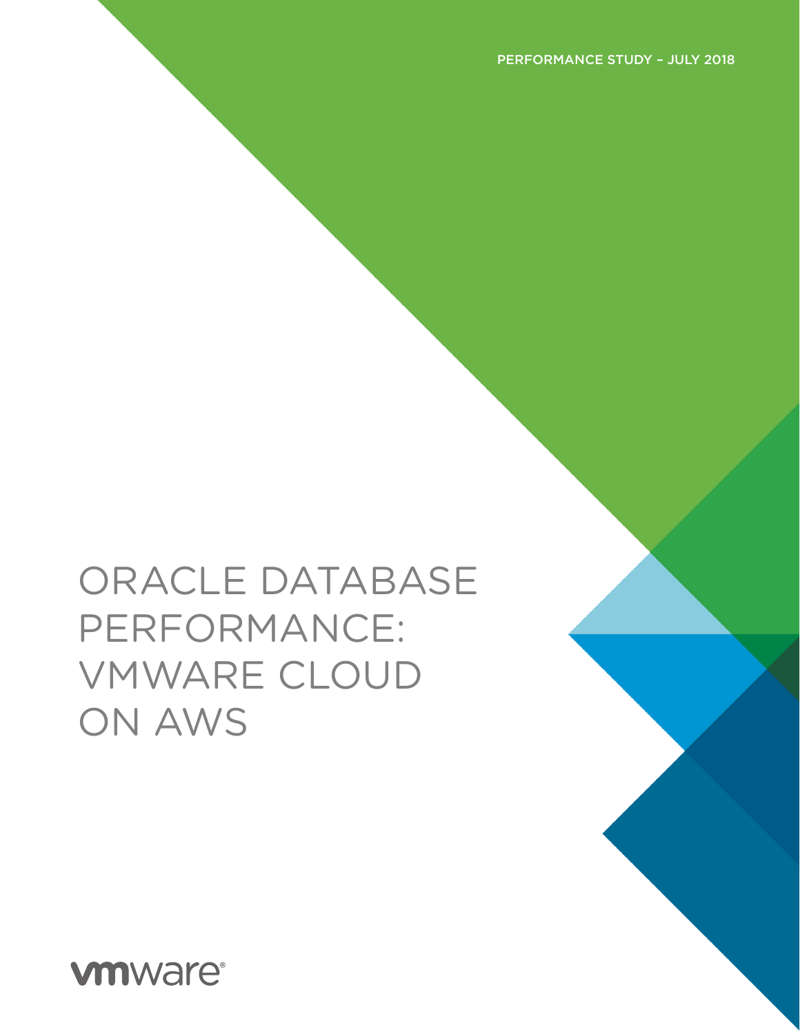PERFORMANCE STUDY – JULY 2018

# ORACLE DATABASE PERFORMANCE: VMWARE CLOUD ON AWS

vmware®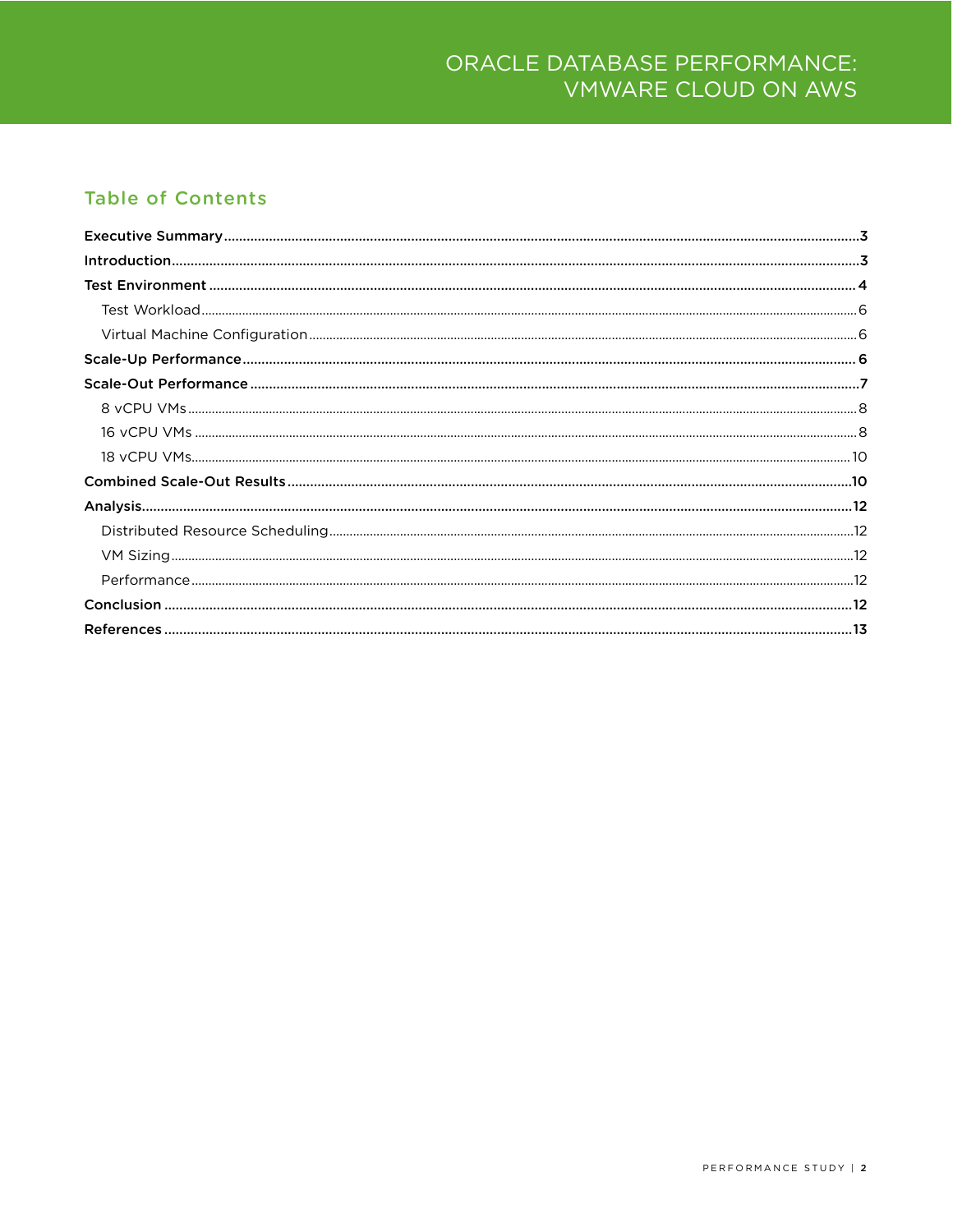## Table of Contents

**Executive Summary** .......... 3

**Introduction** .......... 3

**Test Environment** .......... 4

- Test Workload .......... 6
- Virtual Machine Configuration .......... 6

**Scale-Up Performance** .......... 6

**Scale-Out Performance** .......... 7

- 8 vCPU VMs .......... 8
- 16 vCPU VMs .......... 8
- 18 vCPU VMs .......... 10

**Combined Scale-Out Results** .......... 10

**Analysis** .......... 12

- Distributed Resource Scheduling .......... 12
- VM Sizing .......... 12
- Performance .......... 12

**Conclusion** .......... 12

**References** .......... 13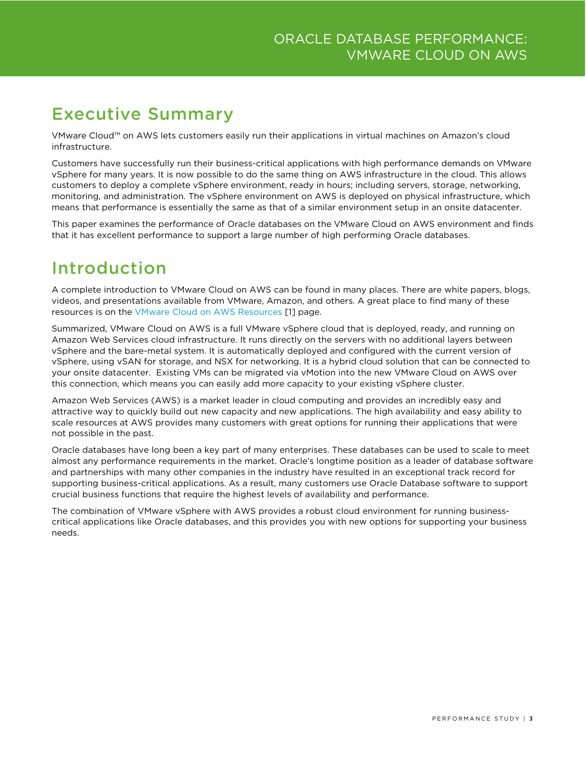## Executive Summary

VMware Cloud™ on AWS lets customers easily run their applications in virtual machines on Amazon's cloud infrastructure.

Customers have successfully run their business-critical applications with high performance demands on VMware vSphere for many years. It is now possible to do the same thing on AWS infrastructure in the cloud. This allows customers to deploy a complete vSphere environment, ready in hours; including servers, storage, networking, monitoring, and administration. The vSphere environment on AWS is deployed on physical infrastructure, which means that performance is essentially the same as that of a similar environment setup in an onsite datacenter.

This paper examines the performance of Oracle databases on the VMware Cloud on AWS environment and finds that it has excellent performance to support a large number of high performing Oracle databases.

## Introduction

A complete introduction to VMware Cloud on AWS can be found in many places. There are white papers, blogs, videos, and presentations available from VMware, Amazon, and others. A great place to find many of these resources is on the VMware Cloud on AWS Resources [1] page.

Summarized, VMware Cloud on AWS is a full VMware vSphere cloud that is deployed, ready, and running on Amazon Web Services cloud infrastructure. It runs directly on the servers with no additional layers between vSphere and the bare-metal system. It is automatically deployed and configured with the current version of vSphere, using vSAN for storage, and NSX for networking. It is a hybrid cloud solution that can be connected to your onsite datacenter. Existing VMs can be migrated via vMotion into the new VMware Cloud on AWS over this connection, which means you can easily add more capacity to your existing vSphere cluster.

Amazon Web Services (AWS) is a market leader in cloud computing and provides an incredibly easy and attractive way to quickly build out new capacity and new applications. The high availability and easy ability to scale resources at AWS provides many customers with great options for running their applications that were not possible in the past.

Oracle databases have long been a key part of many enterprises. These databases can be used to scale to meet almost any performance requirements in the market. Oracle's longtime position as a leader of database software and partnerships with many other companies in the industry have resulted in an exceptional track record for supporting business-critical applications. As a result, many customers use Oracle Database software to support crucial business functions that require the highest levels of availability and performance.

The combination of VMware vSphere with AWS provides a robust cloud environment for running business-critical applications like Oracle databases, and this provides you with new options for supporting your business needs.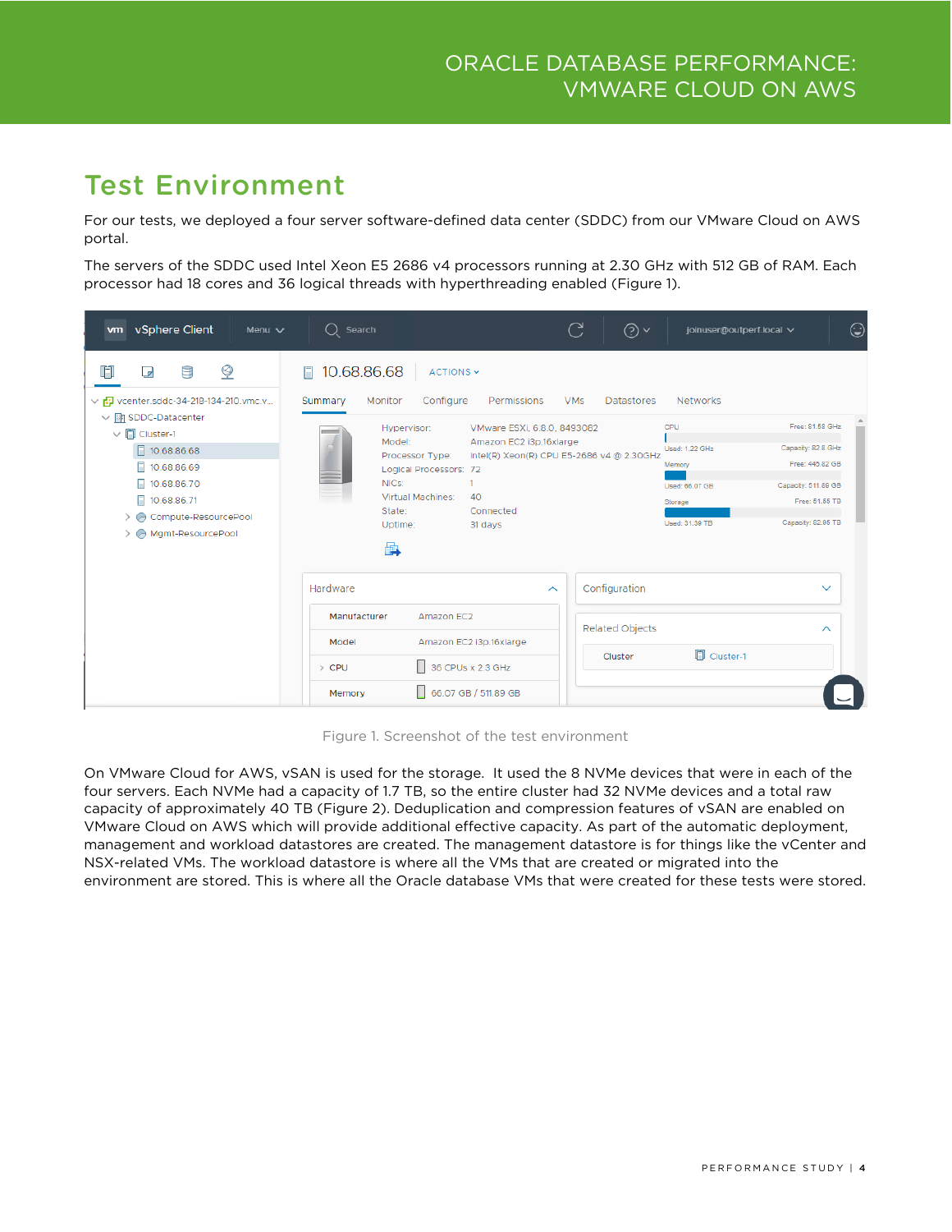## Test Environment

For our tests, we deployed a four server software-defined data center (SDDC) from our VMware Cloud on AWS portal.

The servers of the SDDC used Intel Xeon E5 2686 v4 processors running at 2.30 GHz with 512 GB of RAM. Each processor had 18 cores and 36 logical threads with hyperthreading enabled (Figure 1).

Figure 1. Screenshot of the test environment

On VMware Cloud for AWS, vSAN is used for the storage. It used the 8 NVMe devices that were in each of the four servers. Each NVMe had a capacity of 1.7 TB, so the entire cluster had 32 NVMe devices and a total raw capacity of approximately 40 TB (Figure 2). Deduplication and compression features of vSAN are enabled on VMware Cloud on AWS which will provide additional effective capacity. As part of the automatic deployment, management and workload datastores are created. The management datastore is for things like the vCenter and NSX-related VMs. The workload datastore is where all the VMs that are created or migrated into the environment are stored. This is where all the Oracle database VMs that were created for these tests were stored.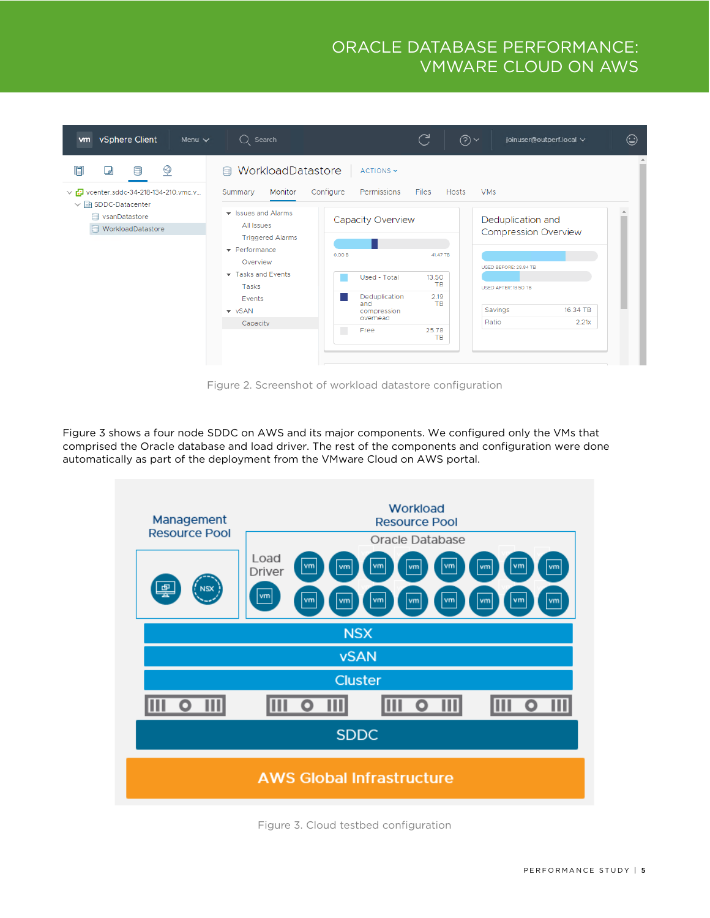Figure 2. Screenshot of workload datastore configuration

Figure 3 shows a four node SDDC on AWS and its major components. We configured only the VMs that comprised the Oracle database and load driver. The rest of the components and configuration were done automatically as part of the deployment from the VMware Cloud on AWS portal.

Figure 3. Cloud testbed configuration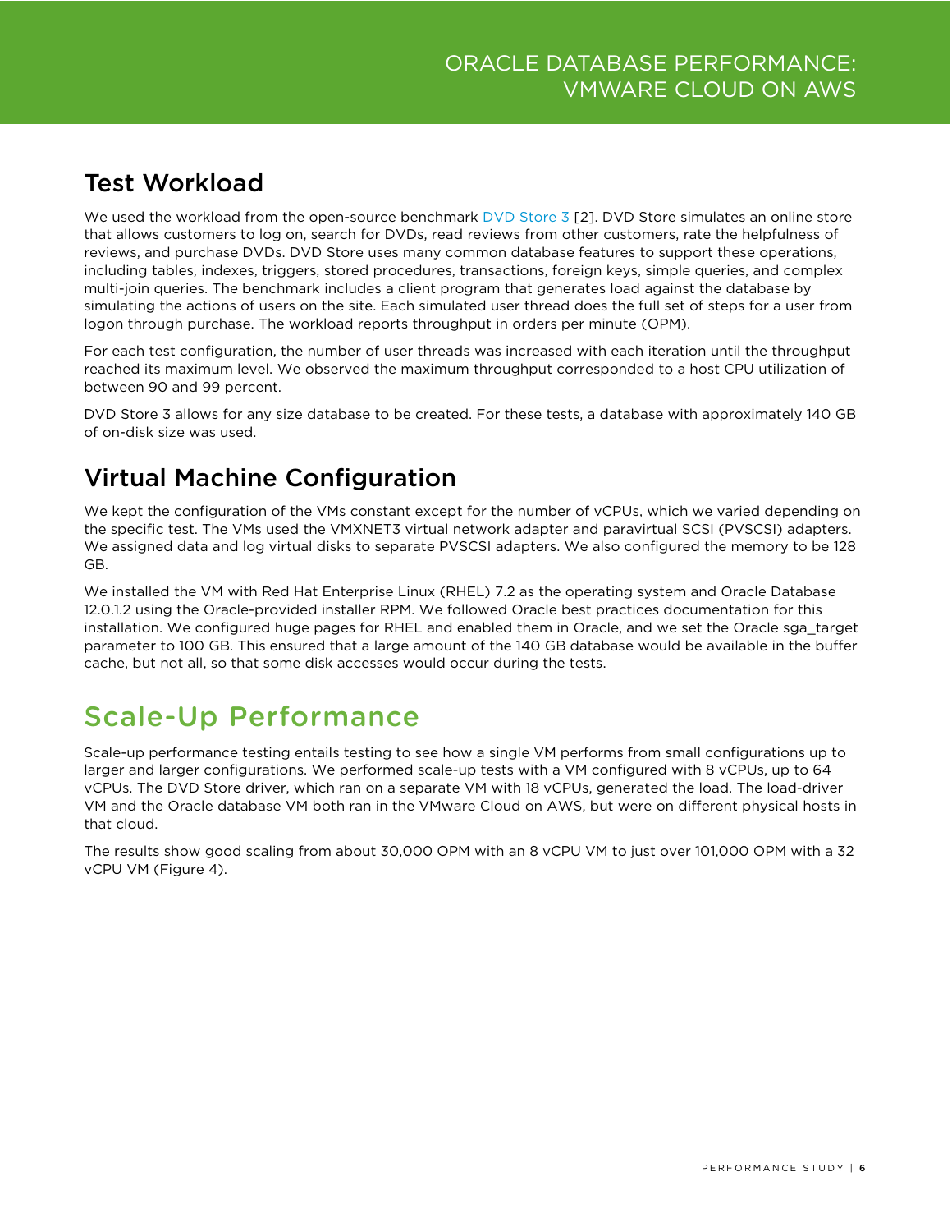## Test Workload

We used the workload from the open-source benchmark DVD Store 3 [2]. DVD Store simulates an online store that allows customers to log on, search for DVDs, read reviews from other customers, rate the helpfulness of reviews, and purchase DVDs. DVD Store uses many common database features to support these operations, including tables, indexes, triggers, stored procedures, transactions, foreign keys, simple queries, and complex multi-join queries. The benchmark includes a client program that generates load against the database by simulating the actions of users on the site. Each simulated user thread does the full set of steps for a user from logon through purchase. The workload reports throughput in orders per minute (OPM).

For each test configuration, the number of user threads was increased with each iteration until the throughput reached its maximum level. We observed the maximum throughput corresponded to a host CPU utilization of between 90 and 99 percent.

DVD Store 3 allows for any size database to be created. For these tests, a database with approximately 140 GB of on-disk size was used.

## Virtual Machine Configuration

We kept the configuration of the VMs constant except for the number of vCPUs, which we varied depending on the specific test. The VMs used the VMXNET3 virtual network adapter and paravirtual SCSI (PVSCSI) adapters. We assigned data and log virtual disks to separate PVSCSI adapters. We also configured the memory to be 128 GB.

We installed the VM with Red Hat Enterprise Linux (RHEL) 7.2 as the operating system and Oracle Database 12.0.1.2 using the Oracle-provided installer RPM. We followed Oracle best practices documentation for this installation. We configured huge pages for RHEL and enabled them in Oracle, and we set the Oracle sga_target parameter to 100 GB. This ensured that a large amount of the 140 GB database would be available in the buffer cache, but not all, so that some disk accesses would occur during the tests.

# Scale-Up Performance

Scale-up performance testing entails testing to see how a single VM performs from small configurations up to larger and larger configurations. We performed scale-up tests with a VM configured with 8 vCPUs, up to 64 vCPUs. The DVD Store driver, which ran on a separate VM with 18 vCPUs, generated the load. The load-driver VM and the Oracle database VM both ran in the VMware Cloud on AWS, but were on different physical hosts in that cloud.

The results show good scaling from about 30,000 OPM with an 8 vCPU VM to just over 101,000 OPM with a 32 vCPU VM (Figure 4).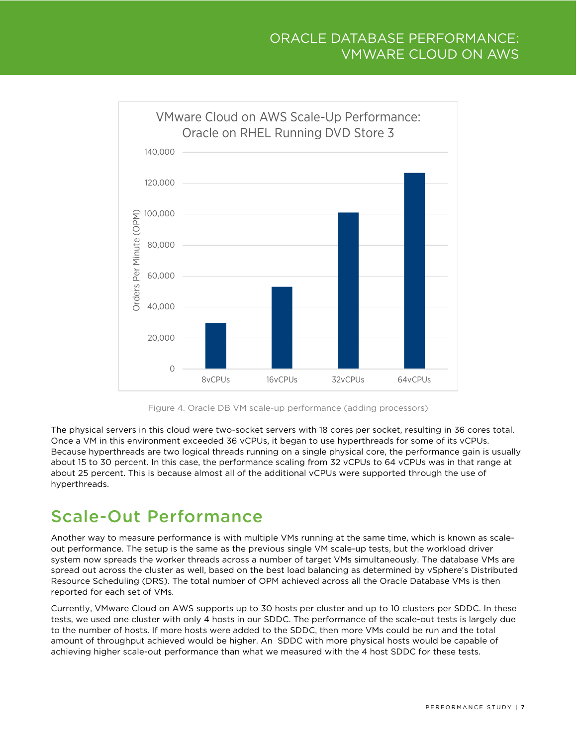Figure 4. Oracle DB VM scale-up performance (adding processors)

The physical servers in this cloud were two-socket servers with 18 cores per socket, resulting in 36 cores total. Once a VM in this environment exceeded 36 vCPUs, it began to use hyperthreads for some of its vCPUs. Because hyperthreads are two logical threads running on a single physical core, the performance gain is usually about 15 to 30 percent. In this case, the performance scaling from 32 vCPUs to 64 vCPUs was in that range at about 25 percent. This is because almost all of the additional vCPUs were supported through the use of hyperthreads.

## Scale-Out Performance

Another way to measure performance is with multiple VMs running at the same time, which is known as scale-out performance. The setup is the same as the previous single VM scale-up tests, but the workload driver system now spreads the worker threads across a number of target VMs simultaneously. The database VMs are spread out across the cluster as well, based on the best load balancing as determined by vSphere's Distributed Resource Scheduling (DRS). The total number of OPM achieved across all the Oracle Database VMs is then reported for each set of VMs.

Currently, VMware Cloud on AWS supports up to 30 hosts per cluster and up to 10 clusters per SDDC. In these tests, we used one cluster with only 4 hosts in our SDDC. The performance of the scale-out tests is largely due to the number of hosts. If more hosts were added to the SDDC, then more VMs could be run and the total amount of throughput achieved would be higher. An SDDC with more physical hosts would be capable of achieving higher scale-out performance than what we measured with the 4 host SDDC for these tests.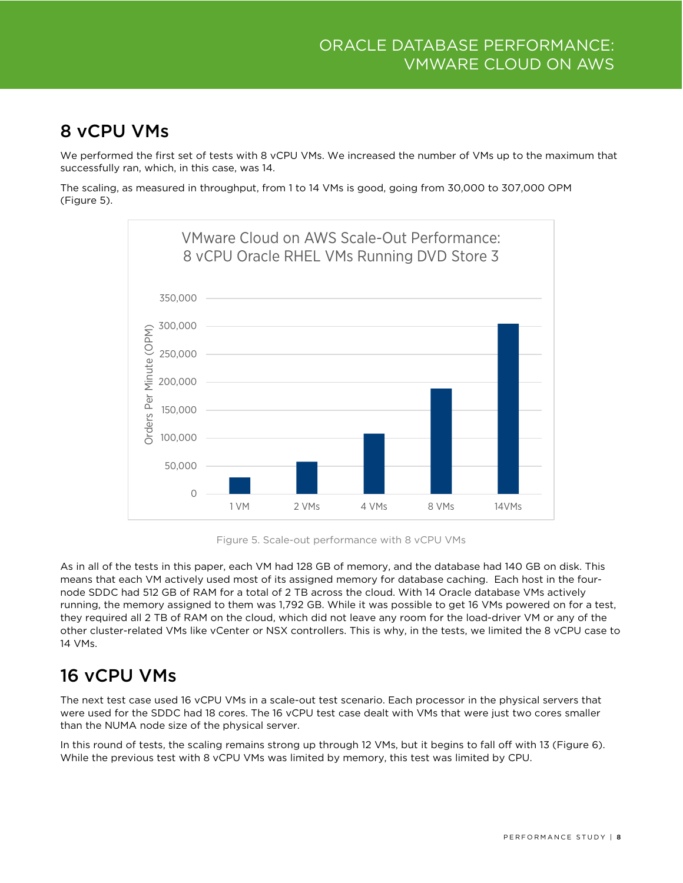## 8 vCPU VMs

We performed the first set of tests with 8 vCPU VMs. We increased the number of VMs up to the maximum that successfully ran, which, in this case, was 14.

The scaling, as measured in throughput, from 1 to 14 VMs is good, going from 30,000 to 307,000 OPM (Figure 5).

Figure 5. Scale-out performance with 8 vCPU VMs

As in all of the tests in this paper, each VM had 128 GB of memory, and the database had 140 GB on disk. This means that each VM actively used most of its assigned memory for database caching. Each host in the four-node SDDC had 512 GB of RAM for a total of 2 TB across the cloud. With 14 Oracle database VMs actively running, the memory assigned to them was 1,792 GB. While it was possible to get 16 VMs powered on for a test, they required all 2 TB of RAM on the cloud, which did not leave any room for the load-driver VM or any of the other cluster-related VMs like vCenter or NSX controllers. This is why, in the tests, we limited the 8 vCPU case to 14 VMs.

## 16 vCPU VMs

The next test case used 16 vCPU VMs in a scale-out test scenario. Each processor in the physical servers that were used for the SDDC had 18 cores. The 16 vCPU test case dealt with VMs that were just two cores smaller than the NUMA node size of the physical server.

In this round of tests, the scaling remains strong up through 12 VMs, but it begins to fall off with 13 (Figure 6). While the previous test with 8 vCPU VMs was limited by memory, this test was limited by CPU.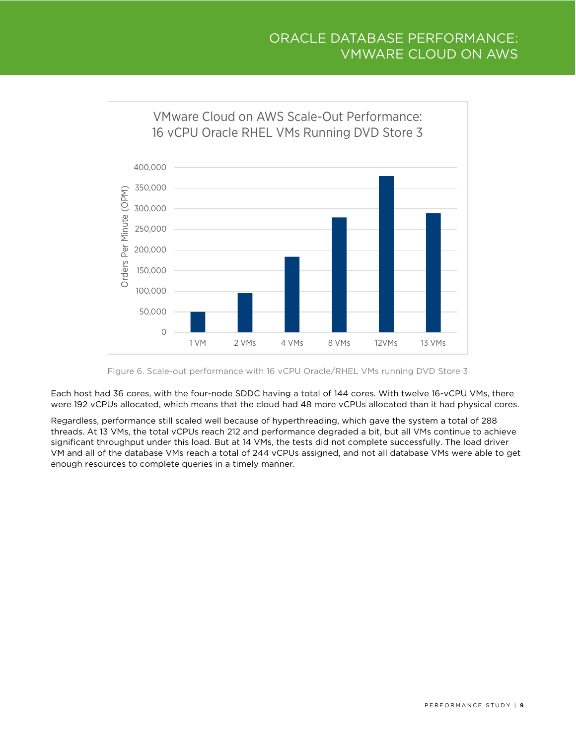VMware Cloud on AWS Scale-Out Performance: 16 vCPU Oracle RHEL VMs Running DVD Store 3

Figure 6. Scale-out performance with 16 vCPU Oracle/RHEL VMs running DVD Store 3

Each host had 36 cores, with the four-node SDDC having a total of 144 cores. With twelve 16-vCPU VMs, there were 192 vCPUs allocated, which means that the cloud had 48 more vCPUs allocated than it had physical cores.

Regardless, performance still scaled well because of hyperthreading, which gave the system a total of 288 threads. At 13 VMs, the total vCPUs reach 212 and performance degraded a bit, but all VMs continue to achieve significant throughput under this load. But at 14 VMs, the tests did not complete successfully. The load driver VM and all of the database VMs reach a total of 244 vCPUs assigned, and not all database VMs were able to get enough resources to complete queries in a timely manner.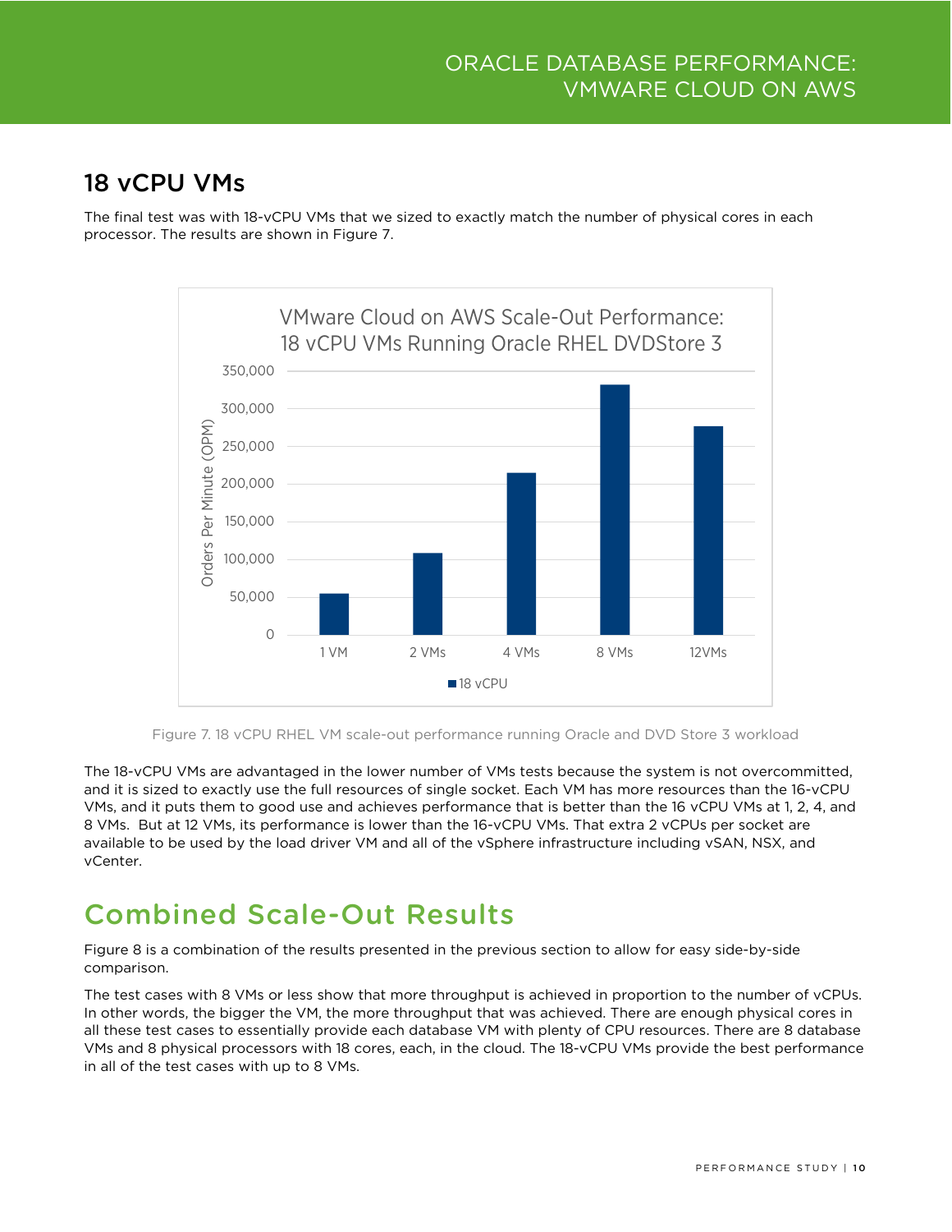## 18 vCPU VMs

The final test was with 18-vCPU VMs that we sized to exactly match the number of physical cores in each processor. The results are shown in Figure 7.

Figure 7. 18 vCPU RHEL VM scale-out performance running Oracle and DVD Store 3 workload

The 18-vCPU VMs are advantaged in the lower number of VMs tests because the system is not overcommitted, and it is sized to exactly use the full resources of single socket. Each VM has more resources than the 16-vCPU VMs, and it puts them to good use and achieves performance that is better than the 16 vCPU VMs at 1, 2, 4, and 8 VMs. But at 12 VMs, its performance is lower than the 16-vCPU VMs. That extra 2 vCPUs per socket are available to be used by the load driver VM and all of the vSphere infrastructure including vSAN, NSX, and vCenter.

# Combined Scale-Out Results

Figure 8 is a combination of the results presented in the previous section to allow for easy side-by-side comparison.

The test cases with 8 VMs or less show that more throughput is achieved in proportion to the number of vCPUs. In other words, the bigger the VM, the more throughput that was achieved. There are enough physical cores in all these test cases to essentially provide each database VM with plenty of CPU resources. There are 8 database VMs and 8 physical processors with 18 cores, each, in the cloud. The 18-vCPU VMs provide the best performance in all of the test cases with up to 8 VMs.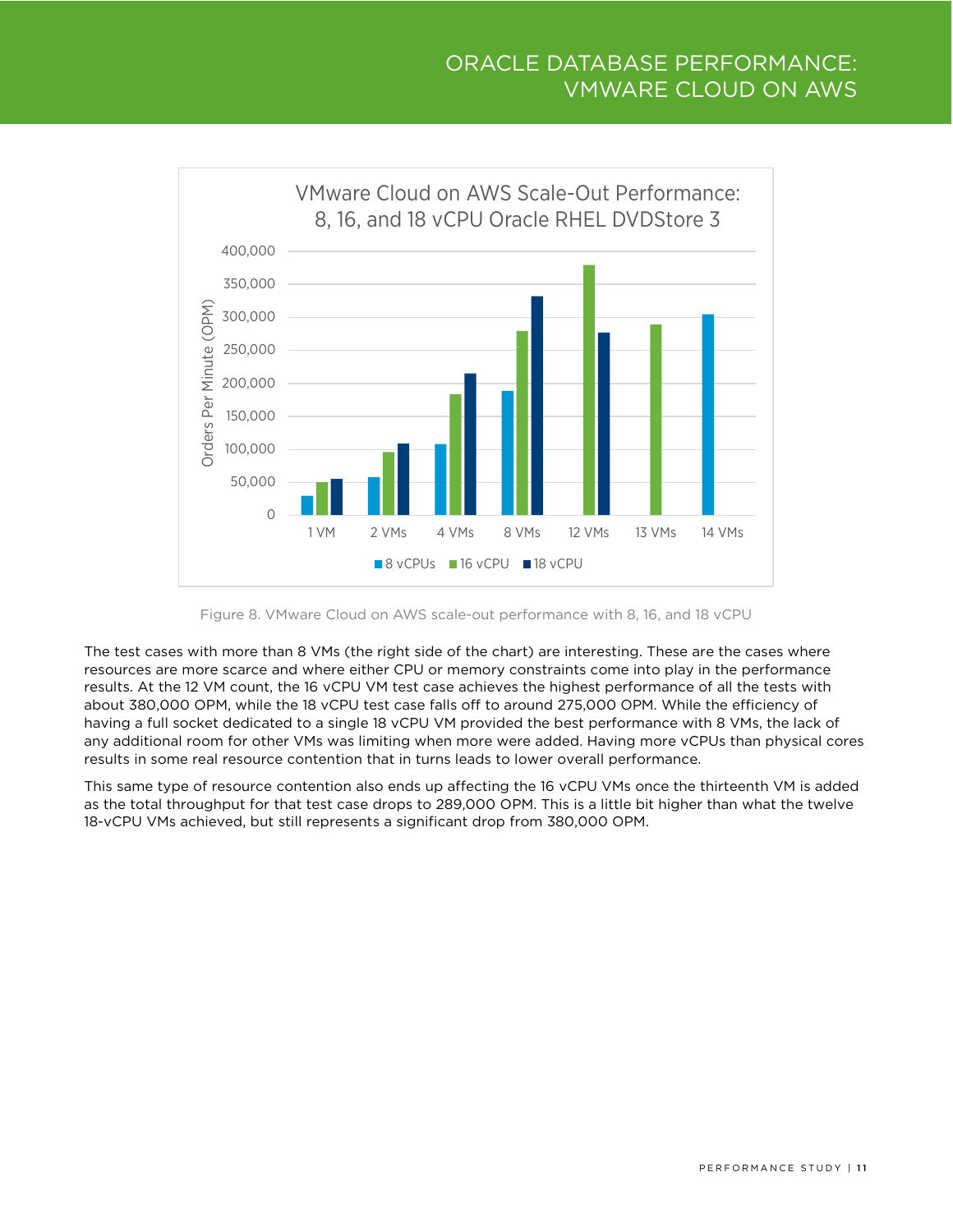Figure 8. VMware Cloud on AWS scale-out performance with 8, 16, and 18 vCPU

The test cases with more than 8 VMs (the right side of the chart) are interesting. These are the cases where resources are more scarce and where either CPU or memory constraints come into play in the performance results. At the 12 VM count, the 16 vCPU VM test case achieves the highest performance of all the tests with about 380,000 OPM, while the 18 vCPU test case falls off to around 275,000 OPM. While the efficiency of having a full socket dedicated to a single 18 vCPU VM provided the best performance with 8 VMs, the lack of any additional room for other VMs was limiting when more were added. Having more vCPUs than physical cores results in some real resource contention that in turns leads to lower overall performance.

This same type of resource contention also ends up affecting the 16 vCPU VMs once the thirteenth VM is added as the total throughput for that test case drops to 289,000 OPM. This is a little bit higher than what the twelve 18-vCPU VMs achieved, but still represents a significant drop from 380,000 OPM.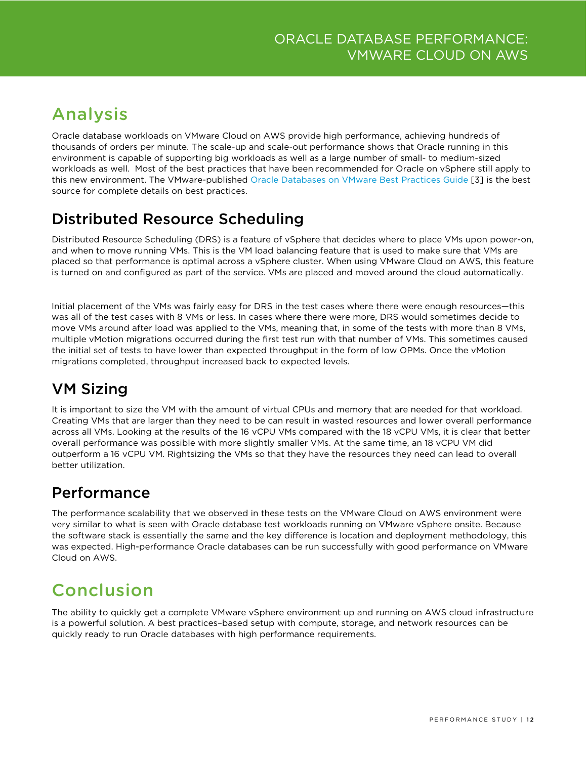# Analysis

Oracle database workloads on VMware Cloud on AWS provide high performance, achieving hundreds of thousands of orders per minute. The scale-up and scale-out performance shows that Oracle running in this environment is capable of supporting big workloads as well as a large number of small- to medium-sized workloads as well.  Most of the best practices that have been recommended for Oracle on vSphere still apply to this new environment. The VMware-published Oracle Databases on VMware Best Practices Guide [3] is the best source for complete details on best practices.

## Distributed Resource Scheduling

Distributed Resource Scheduling (DRS) is a feature of vSphere that decides where to place VMs upon power-on, and when to move running VMs. This is the VM load balancing feature that is used to make sure that VMs are placed so that performance is optimal across a vSphere cluster. When using VMware Cloud on AWS, this feature is turned on and configured as part of the service. VMs are placed and moved around the cloud automatically.

Initial placement of the VMs was fairly easy for DRS in the test cases where there were enough resources—this was all of the test cases with 8 VMs or less. In cases where there were more, DRS would sometimes decide to move VMs around after load was applied to the VMs, meaning that, in some of the tests with more than 8 VMs, multiple vMotion migrations occurred during the first test run with that number of VMs. This sometimes caused the initial set of tests to have lower than expected throughput in the form of low OPMs. Once the vMotion migrations completed, throughput increased back to expected levels.

## VM Sizing

It is important to size the VM with the amount of virtual CPUs and memory that are needed for that workload. Creating VMs that are larger than they need to be can result in wasted resources and lower overall performance across all VMs. Looking at the results of the 16 vCPU VMs compared with the 18 vCPU VMs, it is clear that better overall performance was possible with more slightly smaller VMs. At the same time, an 18 vCPU VM did outperform a 16 vCPU VM. Rightsizing the VMs so that they have the resources they need can lead to overall better utilization.

## Performance

The performance scalability that we observed in these tests on the VMware Cloud on AWS environment were very similar to what is seen with Oracle database test workloads running on VMware vSphere onsite. Because the software stack is essentially the same and the key difference is location and deployment methodology, this was expected. High-performance Oracle databases can be run successfully with good performance on VMware Cloud on AWS.

# Conclusion

The ability to quickly get a complete VMware vSphere environment up and running on AWS cloud infrastructure is a powerful solution. A best practices–based setup with compute, storage, and network resources can be quickly ready to run Oracle databases with high performance requirements.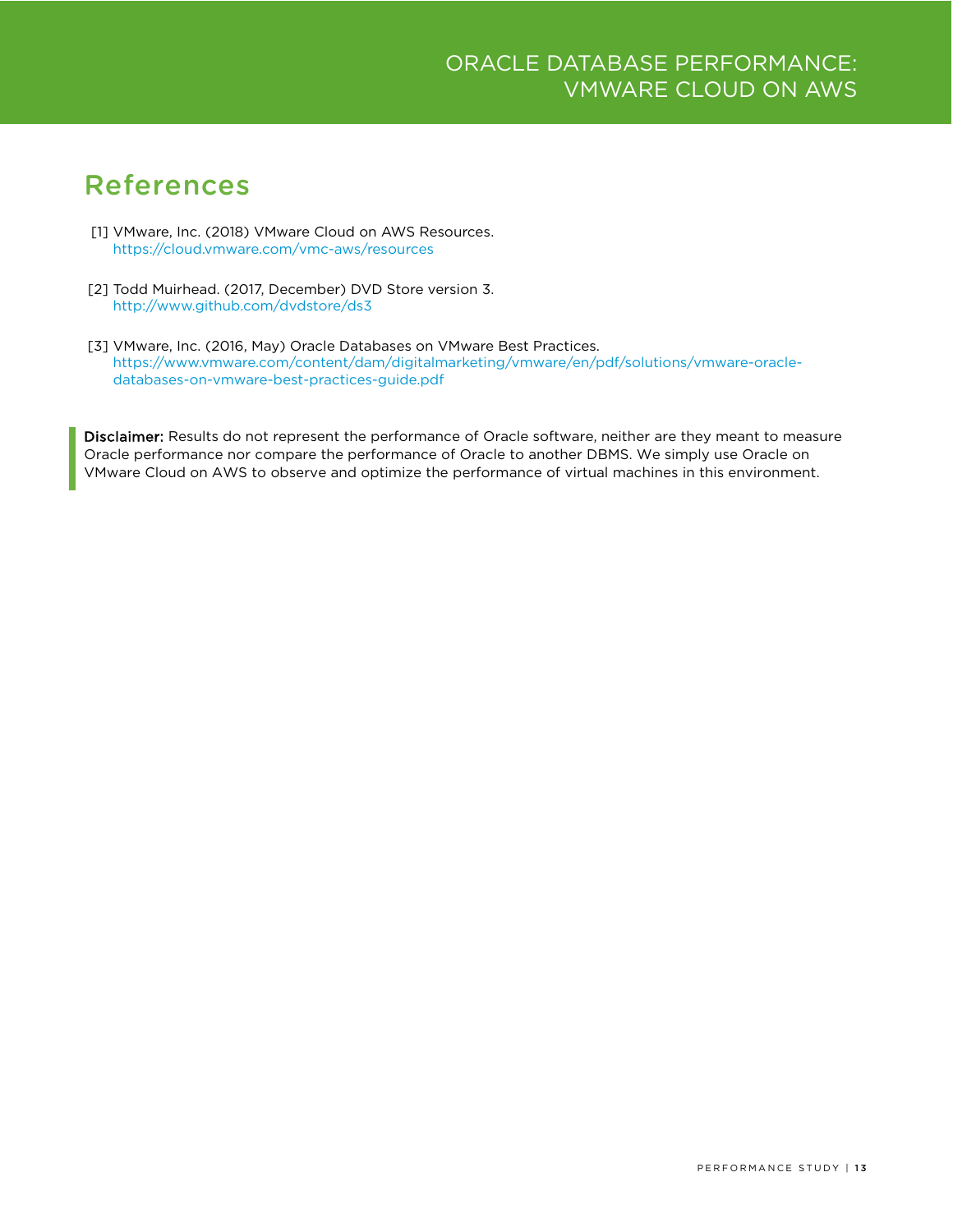## References

[1] VMware, Inc. (2018) VMware Cloud on AWS Resources.
https://cloud.vmware.com/vmc-aws/resources

[2] Todd Muirhead. (2017, December) DVD Store version 3.
http://www.github.com/dvdstore/ds3

[3] VMware, Inc. (2016, May) Oracle Databases on VMware Best Practices.
https://www.vmware.com/content/dam/digitalmarketing/vmware/en/pdf/solutions/vmware-oracle-databases-on-vmware-best-practices-guide.pdf

**Disclaimer:** Results do not represent the performance of Oracle software, neither are they meant to measure Oracle performance nor compare the performance of Oracle to another DBMS. We simply use Oracle on VMware Cloud on AWS to observe and optimize the performance of virtual machines in this environment.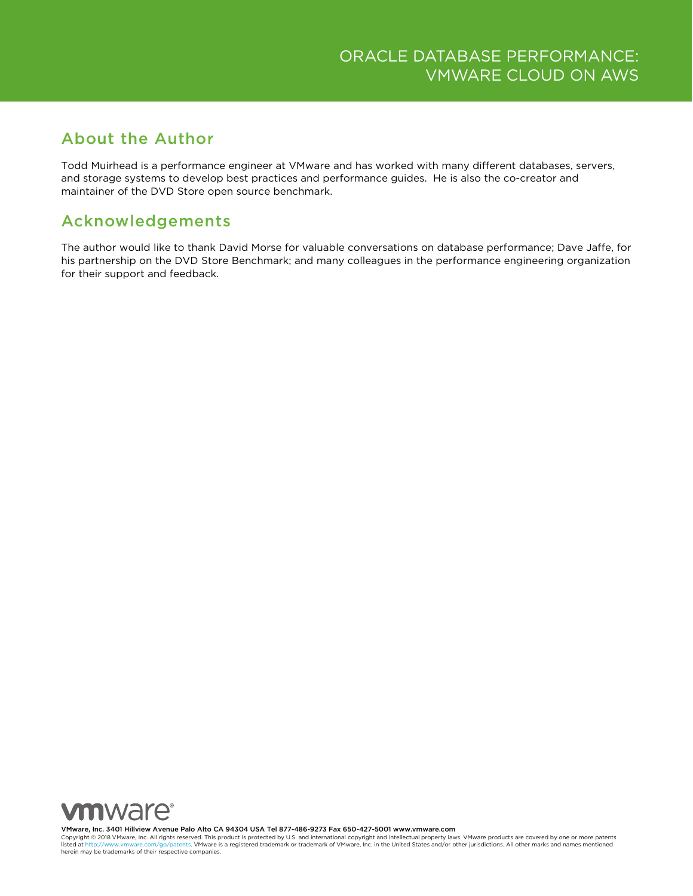## About the Author

Todd Muirhead is a performance engineer at VMware and has worked with many different databases, servers, and storage systems to develop best practices and performance guides. He is also the co-creator and maintainer of the DVD Store open source benchmark.

## Acknowledgements

The author would like to thank David Morse for valuable conversations on database performance; Dave Jaffe, for his partnership on the DVD Store Benchmark; and many colleagues in the performance engineering organization for their support and feedback.

VMware, Inc. 3401 Hillview Avenue Palo Alto CA 94304 USA Tel 877-486-9273 Fax 650-427-5001 www.vmware.com
Copyright © 2018 VMware, Inc. All rights reserved. This product is protected by U.S. and international copyright and intellectual property laws. VMware products are covered by one or more patents listed at http://www.vmware.com/go/patents. VMware is a registered trademark or trademark of VMware, Inc. in the United States and/or other jurisdictions. All other marks and names mentioned herein may be trademarks of their respective companies.